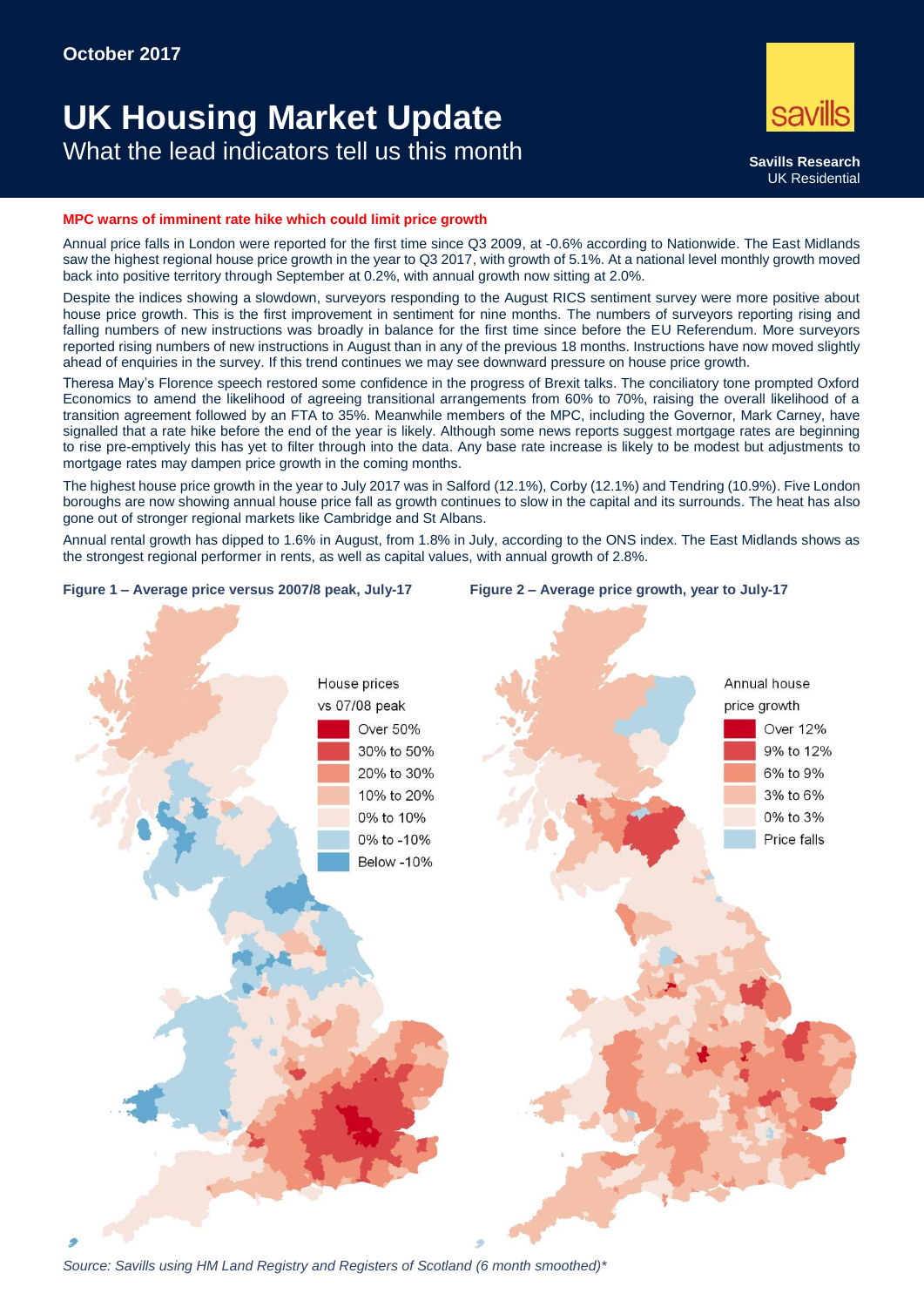October 2017

# UK Housing Market Update

## What the lead indicators tell us this month

Savills Research
UK Residential

**MPC warns of imminent rate hike which could limit price growth**

Annual price falls in London were reported for the first time since Q3 2009, at -0.6% according to Nationwide. The East Midlands saw the highest regional house price growth in the year to Q3 2017, with growth of 5.1%. At a national level monthly growth moved back into positive territory through September at 0.2%, with annual growth now sitting at 2.0%.

Despite the indices showing a slowdown, surveyors responding to the August RICS sentiment survey were more positive about house price growth. This is the first improvement in sentiment for nine months. The numbers of surveyors reporting rising and falling numbers of new instructions was broadly in balance for the first time since before the EU Referendum. More surveyors reported rising numbers of new instructions in August than in any of the previous 18 months. Instructions have now moved slightly ahead of enquiries in the survey. If this trend continues we may see downward pressure on house price growth.

Theresa May's Florence speech restored some confidence in the progress of Brexit talks. The conciliatory tone prompted Oxford Economics to amend the likelihood of agreeing transitional arrangements from 60% to 70%, raising the overall likelihood of a transition agreement followed by an FTA to 35%. Meanwhile members of the MPC, including the Governor, Mark Carney, have signalled that a rate hike before the end of the year is likely. Although some news reports suggest mortgage rates are beginning to rise pre-emptively this has yet to filter through into the data. Any base rate increase is likely to be modest but adjustments to mortgage rates may dampen price growth in the coming months.

The highest house price growth in the year to July 2017 was in Salford (12.1%), Corby (12.1%) and Tendring (10.9%). Five London boroughs are now showing annual house price fall as growth continues to slow in the capital and its surrounds. The heat has also gone out of stronger regional markets like Cambridge and St Albans.

Annual rental growth has dipped to 1.6% in August, from 1.8% in July, according to the ONS index. The East Midlands shows as the strongest regional performer in rents, as well as capital values, with annual growth of 2.8%.

**Figure 1 – Average price versus 2007/8 peak, July-17**

House prices vs 07/08 peak: Over 50%; 30% to 50%; 20% to 30%; 10% to 20%; 0% to 10%; 0% to -10%; Below -10%

**Figure 2 – Average price growth, year to July-17**

Annual house price growth: Over 12%; 9% to 12%; 6% to 9%; 3% to 6%; 0% to 3%; Price falls

*Source: Savills using HM Land Registry and Registers of Scotland (6 month smoothed)**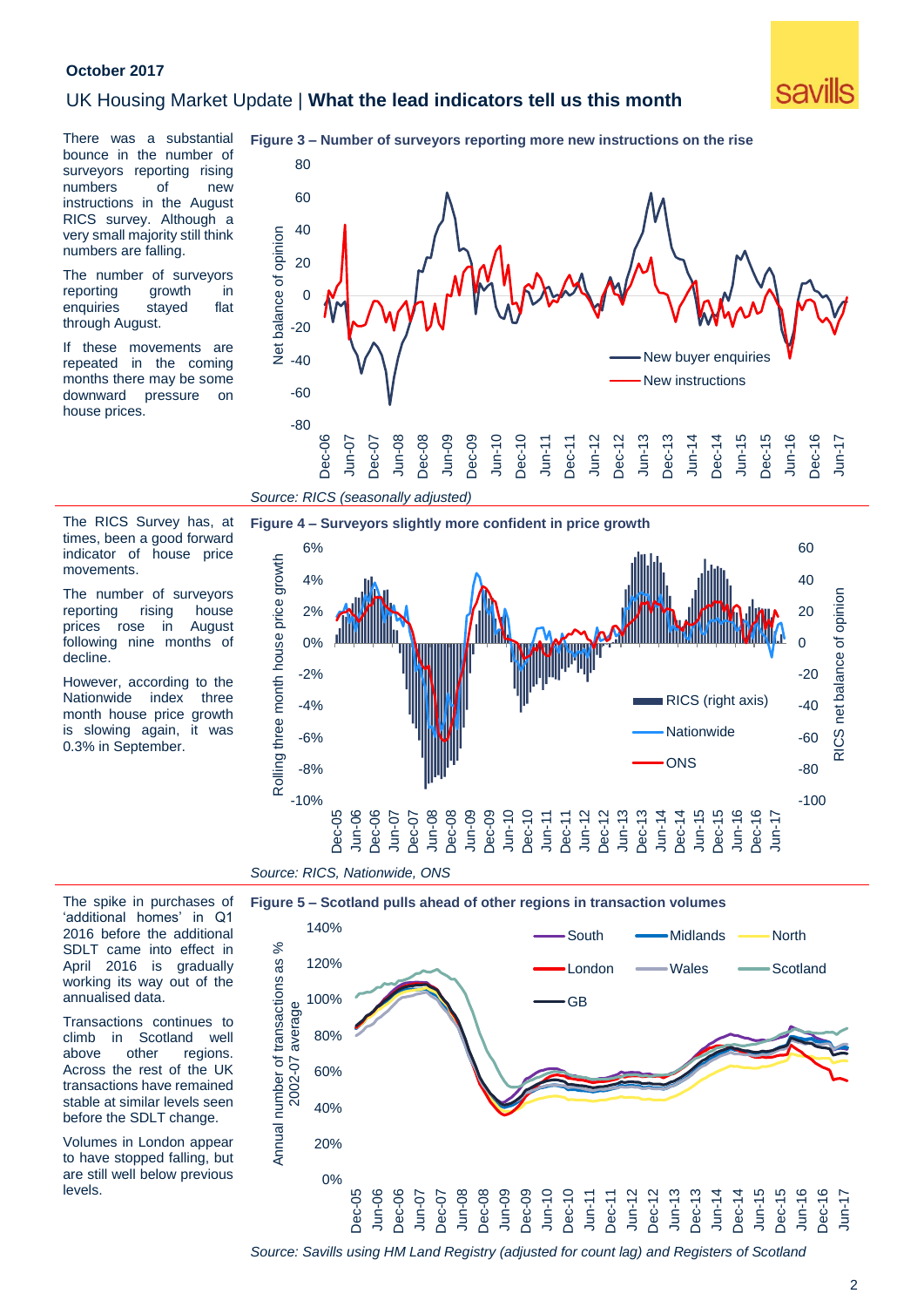## UK Housing Market Update | **What the lead indicators tell us this month**

There was a substantial bounce in the number of surveyors reporting rising numbers of new instructions in the August RICS survey. Although a very small majority still think numbers are falling.

The number of surveyors reporting growth in enquiries stayed flat through August.

If these movements are repeated in the coming months there may be some downward pressure on house prices.

**Figure 3 – Number of surveyors reporting more new instructions on the rise**

*Source: RICS (seasonally adjusted)*

The RICS Survey has, at times, been a good forward indicator of house price movements.

The number of surveyors reporting rising house prices rose in August following nine months of decline.

However, according to the Nationwide index three month house price growth is slowing again, it was 0.3% in September.

**Figure 4 – Surveyors slightly more confident in price growth**

*Source: RICS, Nationwide, ONS*

The spike in purchases of 'additional homes' in Q1 2016 before the additional SDLT came into effect in April 2016 is gradually working its way out of the annualised data.

Transactions continues to climb in Scotland well above other regions. Across the rest of the UK transactions have remained stable at similar levels seen before the SDLT change.

Volumes in London appear to have stopped falling, but are still well below previous levels.

**Figure 5 – Scotland pulls ahead of other regions in transaction volumes**

*Source: Savills using HM Land Registry (adjusted for count lag) and Registers of Scotland*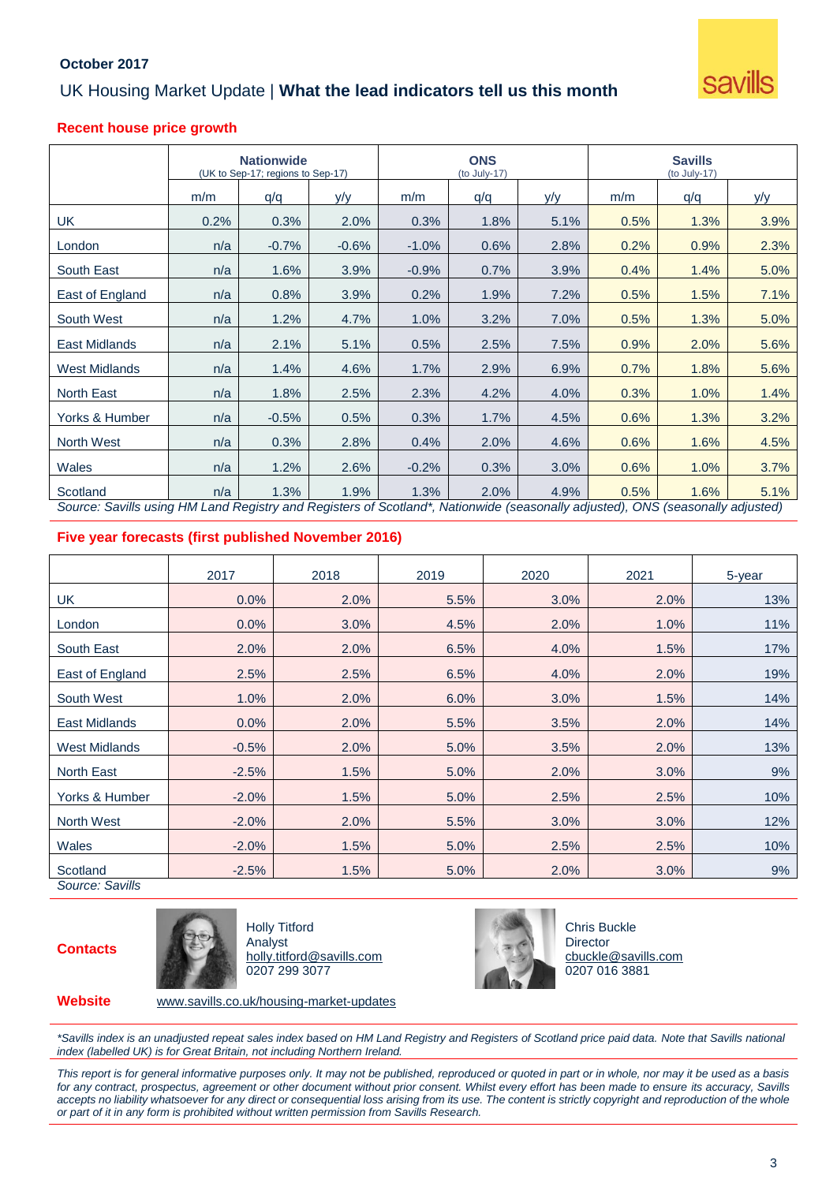October 2017

# UK Housing Market Update | **What the lead indicators tell us this month**

## Recent house price growth

| | Nationwide (UK to Sep-17; regions to Sep-17) | | | ONS (to July-17) | | | Savills (to July-17) | | |
|---|---|---|---|---|---|---|---|---|---|
| | m/m | q/q | y/y | m/m | q/q | y/y | m/m | q/q | y/y |
| UK | 0.2% | 0.3% | 2.0% | 0.3% | 1.8% | 5.1% | 0.5% | 1.3% | 3.9% |
| London | n/a | -0.7% | -0.6% | -1.0% | 0.6% | 2.8% | 0.2% | 0.9% | 2.3% |
| South East | n/a | 1.6% | 3.9% | -0.9% | 0.7% | 3.9% | 0.4% | 1.4% | 5.0% |
| East of England | n/a | 0.8% | 3.9% | 0.2% | 1.9% | 7.2% | 0.5% | 1.5% | 7.1% |
| South West | n/a | 1.2% | 4.7% | 1.0% | 3.2% | 7.0% | 0.5% | 1.3% | 5.0% |
| East Midlands | n/a | 2.1% | 5.1% | 0.5% | 2.5% | 7.5% | 0.9% | 2.0% | 5.6% |
| West Midlands | n/a | 1.4% | 4.6% | 1.7% | 2.9% | 6.9% | 0.7% | 1.8% | 5.6% |
| North East | n/a | 1.8% | 2.5% | 2.3% | 4.2% | 4.0% | 0.3% | 1.0% | 1.4% |
| Yorks & Humber | n/a | -0.5% | 0.5% | 0.3% | 1.7% | 4.5% | 0.6% | 1.3% | 3.2% |
| North West | n/a | 0.3% | 2.8% | 0.4% | 2.0% | 4.6% | 0.6% | 1.6% | 4.5% |
| Wales | n/a | 1.2% | 2.6% | -0.2% | 0.3% | 3.0% | 0.6% | 1.0% | 3.7% |
| Scotland | n/a | 1.3% | 1.9% | 1.3% | 2.0% | 4.9% | 0.5% | 1.6% | 5.1% |

*Source: Savills using HM Land Registry and Registers of Scotland*, Nationwide (seasonally adjusted), ONS (seasonally adjusted)*

## Five year forecasts (first published November 2016)

| | 2017 | 2018 | 2019 | 2020 | 2021 | 5-year |
|---|---|---|---|---|---|---|
| UK | 0.0% | 2.0% | 5.5% | 3.0% | 2.0% | 13% |
| London | 0.0% | 3.0% | 4.5% | 2.0% | 1.0% | 11% |
| South East | 2.0% | 2.0% | 6.5% | 4.0% | 1.5% | 17% |
| East of England | 2.5% | 2.5% | 6.5% | 4.0% | 2.0% | 19% |
| South West | 1.0% | 2.0% | 6.0% | 3.0% | 1.5% | 14% |
| East Midlands | 0.0% | 2.0% | 5.5% | 3.5% | 2.0% | 14% |
| West Midlands | -0.5% | 2.0% | 5.0% | 3.5% | 2.0% | 13% |
| North East | -2.5% | 1.5% | 5.0% | 2.0% | 3.0% | 9% |
| Yorks & Humber | -2.0% | 1.5% | 5.0% | 2.5% | 2.5% | 10% |
| North West | -2.0% | 2.0% | 5.5% | 3.0% | 3.0% | 12% |
| Wales | -2.0% | 1.5% | 5.0% | 2.5% | 2.5% | 10% |
| Scotland | -2.5% | 1.5% | 5.0% | 2.0% | 3.0% | 9% |

*Source: Savills*

**Contacts**

Holly Titford
Analyst
holly.titford@savills.com
0207 299 3077

Chris Buckle
Director
cbuckle@savills.com
0207 016 3881

**Website** www.savills.co.uk/housing-market-updates

*\*Savills index is an unadjusted repeat sales index based on HM Land Registry and Registers of Scotland price paid data. Note that Savills national index (labelled UK) is for Great Britain, not including Northern Ireland.*

*This report is for general informative purposes only. It may not be published, reproduced or quoted in part or in whole, nor may it be used as a basis for any contract, prospectus, agreement or other document without prior consent. Whilst every effort has been made to ensure its accuracy, Savills accepts no liability whatsoever for any direct or consequential loss arising from its use. The content is strictly copyright and reproduction of the whole or part of it in any form is prohibited without written permission from Savills Research.*